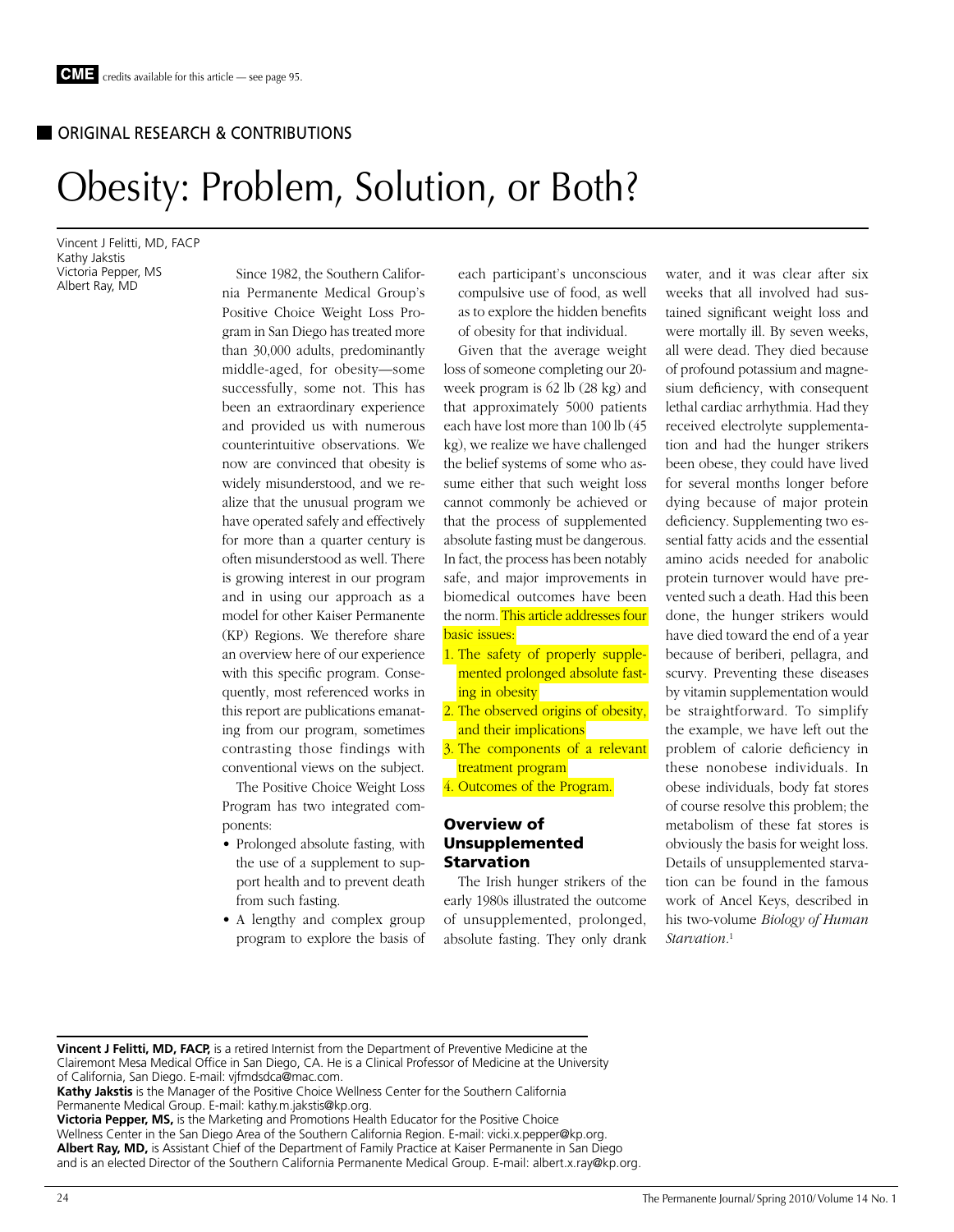**CME** credits available for this article — see page 95.

ORIGINAL RESEARCH & CONTRIBUTIONS

# Obesity: Problem, Solution, or Both?

Vincent J Felitti, MD, FACP
Kathy Jakstis
Victoria Pepper, MS
Albert Ray, MD

Since 1982, the Southern California Permanente Medical Group's Positive Choice Weight Loss Program in San Diego has treated more than 30,000 adults, predominantly middle-aged, for obesity—some successfully, some not. This has been an extraordinary experience and provided us with numerous counterintuitive observations. We now are convinced that obesity is widely misunderstood, and we realize that the unusual program we have operated safely and effectively for more than a quarter century is often misunderstood as well. There is growing interest in our program and in using our approach as a model for other Kaiser Permanente (KP) Regions. We therefore share an overview here of our experience with this specific program. Consequently, most referenced works in this report are publications emanating from our program, sometimes contrasting those findings with conventional views on the subject.

The Positive Choice Weight Loss Program has two integrated components:

- Prolonged absolute fasting, with the use of a supplement to support health and to prevent death from such fasting.
- A lengthy and complex group program to explore the basis of each participant's unconscious compulsive use of food, as well as to explore the hidden benefits of obesity for that individual.

Given that the average weight loss of someone completing our 20-week program is 62 lb (28 kg) and that approximately 5000 patients each have lost more than 100 lb (45 kg), we realize we have challenged the belief systems of some who assume either that such weight loss cannot commonly be achieved or that the process of supplemented absolute fasting must be dangerous. In fact, the process has been notably safe, and major improvements in biomedical outcomes have been the norm. This article addresses four basic issues:

1. The safety of properly supplemented prolonged absolute fasting in obesity
2. The observed origins of obesity, and their implications
3. The components of a relevant treatment program
4. Outcomes of the Program.

## Overview of Unsupplemented Starvation

The Irish hunger strikers of the early 1980s illustrated the outcome of unsupplemented, prolonged, absolute fasting. They only drank water, and it was clear after six weeks that all involved had sustained significant weight loss and were mortally ill. By seven weeks, all were dead. They died because of profound potassium and magnesium deficiency, with consequent lethal cardiac arrhythmia. Had they received electrolyte supplementation and had the hunger strikers been obese, they could have lived for several months longer before dying because of major protein deficiency. Supplementing two essential fatty acids and the essential amino acids needed for anabolic protein turnover would have prevented such a death. Had this been done, the hunger strikers would have died toward the end of a year because of beriberi, pellagra, and scurvy. Preventing these diseases by vitamin supplementation would be straightforward. To simplify the example, we have left out the problem of calorie deficiency in these nonobese individuals. In obese individuals, body fat stores of course resolve this problem; the metabolism of these fat stores is obviously the basis for weight loss. Details of unsupplemented starvation can be found in the famous work of Ancel Keys, described in his two-volume *Biology of Human Starvation*.[1]

---

**Vincent J Felitti, MD, FACP,** is a retired Internist from the Department of Preventive Medicine at the Clairemont Mesa Medical Office in San Diego, CA. He is a Clinical Professor of Medicine at the University of California, San Diego. E-mail: vjfmdsdca@mac.com.
**Kathy Jakstis** is the Manager of the Positive Choice Wellness Center for the Southern California Permanente Medical Group. E-mail: kathy.m.jakstis@kp.org.
**Victoria Pepper, MS,** is the Marketing and Promotions Health Educator for the Positive Choice Wellness Center in the San Diego Area of the Southern California Region. E-mail: vicki.x.pepper@kp.org.
**Albert Ray, MD,** is Assistant Chief of the Department of Family Practice at Kaiser Permanente in San Diego and is an elected Director of the Southern California Permanente Medical Group. E-mail: albert.x.ray@kp.org.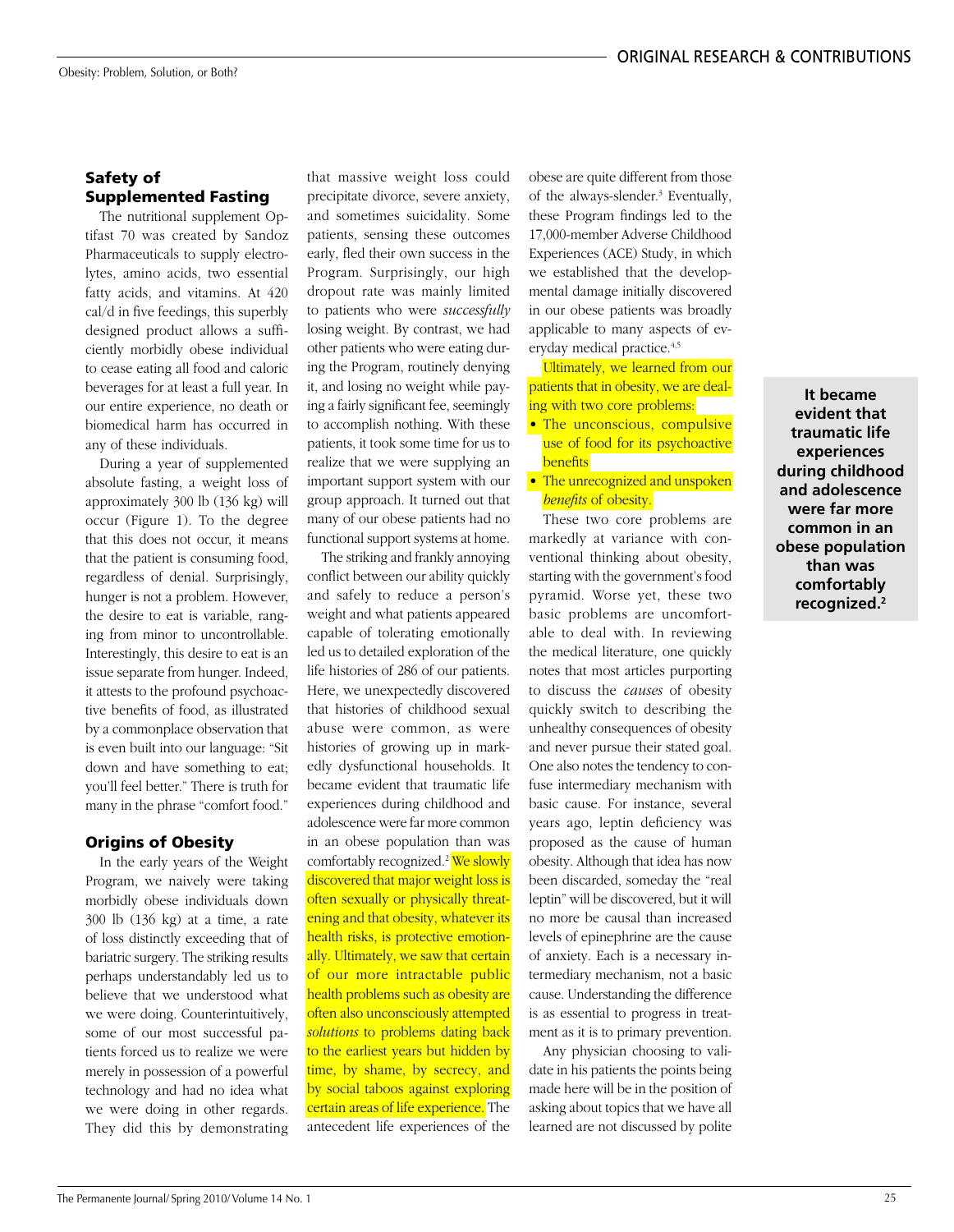## Safety of Supplemented Fasting

The nutritional supplement Optifast 70 was created by Sandoz Pharmaceuticals to supply electrolytes, amino acids, two essential fatty acids, and vitamins. At 420 cal/d in five feedings, this superbly designed product allows a sufficiently morbidly obese individual to cease eating all food and caloric beverages for at least a full year. In our entire experience, no death or biomedical harm has occurred in any of these individuals.

During a year of supplemented absolute fasting, a weight loss of approximately 300 lb (136 kg) will occur (Figure 1). To the degree that this does not occur, it means that the patient is consuming food, regardless of denial. Surprisingly, hunger is not a problem. However, the desire to eat is variable, ranging from minor to uncontrollable. Interestingly, this desire to eat is an issue separate from hunger. Indeed, it attests to the profound psychoactive benefits of food, as illustrated by a commonplace observation that is even built into our language: "Sit down and have something to eat; you'll feel better." There is truth for many in the phrase "comfort food."

## Origins of Obesity

In the early years of the Weight Program, we naively were taking morbidly obese individuals down 300 lb (136 kg) at a time, a rate of loss distinctly exceeding that of bariatric surgery. The striking results perhaps understandably led us to believe that we understood what we were doing. Counterintuitively, some of our most successful patients forced us to realize we were merely in possession of a powerful technology and had no idea what we were doing in other regards. They did this by demonstrating that massive weight loss could precipitate divorce, severe anxiety, and sometimes suicidality. Some patients, sensing these outcomes early, fled their own success in the Program. Surprisingly, our high dropout rate was mainly limited to patients who were *successfully* losing weight. By contrast, we had other patients who were eating during the Program, routinely denying it, and losing no weight while paying a fairly significant fee, seemingly to accomplish nothing. With these patients, it took some time for us to realize that we were supplying an important support system with our group approach. It turned out that many of our obese patients had no functional support systems at home.

The striking and frankly annoying conflict between our ability quickly and safely to reduce a person's weight and what patients appeared capable of tolerating emotionally led us to detailed exploration of the life histories of 286 of our patients. Here, we unexpectedly discovered that histories of childhood sexual abuse were common, as were histories of growing up in markedly dysfunctional households. It became evident that traumatic life experiences during childhood and adolescence were far more common in an obese population than was comfortably recognized.[2] We slowly discovered that major weight loss is often sexually or physically threatening and that obesity, whatever its health risks, is protective emotionally. Ultimately, we saw that certain of our more intractable public health problems such as obesity are often also unconsciously attempted *solutions* to problems dating back to the earliest years but hidden by time, by shame, by secrecy, and by social taboos against exploring certain areas of life experience. The antecedent life experiences of the obese are quite different from those of the always-slender.[3] Eventually, these Program findings led to the 17,000-member Adverse Childhood Experiences (ACE) Study, in which we established that the developmental damage initially discovered in our obese patients was broadly applicable to many aspects of everyday medical practice.[4,5]

**It became evident that traumatic life experiences during childhood and adolescence were far more common in an obese population than was comfortably recognized.[2]**

Ultimately, we learned from our patients that in obesity, we are dealing with two core problems:

- The unconscious, compulsive use of food for its psychoactive benefits
- The unrecognized and unspoken *benefits* of obesity.

These two core problems are markedly at variance with conventional thinking about obesity, starting with the government's food pyramid. Worse yet, these two basic problems are uncomfortable to deal with. In reviewing the medical literature, one quickly notes that most articles purporting to discuss the *causes* of obesity quickly switch to describing the unhealthy consequences of obesity and never pursue their stated goal. One also notes the tendency to confuse intermediary mechanism with basic cause. For instance, several years ago, leptin deficiency was proposed as the cause of human obesity. Although that idea has now been discarded, someday the "real leptin" will be discovered, but it will no more be causal than increased levels of epinephrine are the cause of anxiety. Each is a necessary intermediary mechanism, not a basic cause. Understanding the difference is as essential to progress in treatment as it is to primary prevention.

Any physician choosing to validate in his patients the points being made here will be in the position of asking about topics that we have all learned are not discussed by polite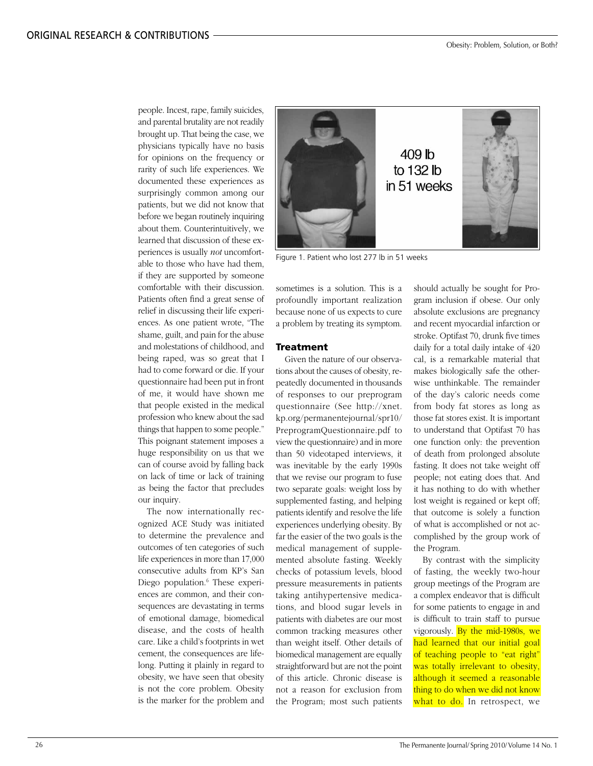people. Incest, rape, family suicides, and parental brutality are not readily brought up. That being the case, we physicians typically have no basis for opinions on the frequency or rarity of such life experiences. We documented these experiences as surprisingly common among our patients, but we did not know that before we began routinely inquiring about them. Counterintuitively, we learned that discussion of these experiences is usually *not* uncomfortable to those who have had them, if they are supported by someone comfortable with their discussion. Patients often find a great sense of relief in discussing their life experiences. As one patient wrote, "The shame, guilt, and pain for the abuse and molestations of childhood, and being raped, was so great that I had to come forward or die. If your questionnaire had been put in front of me, it would have shown me that people existed in the medical profession who knew about the sad things that happen to some people." This poignant statement imposes a huge responsibility on us that we can of course avoid by falling back on lack of time or lack of training as being the factor that precludes our inquiry.

The now internationally recognized ACE Study was initiated to determine the prevalence and outcomes of ten categories of such life experiences in more than 17,000 consecutive adults from KP's San Diego population.[6] These experiences are common, and their consequences are devastating in terms of emotional damage, biomedical disease, and the costs of health care. Like a child's footprints in wet cement, the consequences are lifelong. Putting it plainly in regard to obesity, we have seen that obesity is not the core problem. Obesity is the marker for the problem and sometimes is a solution. This is a profoundly important realization because none of us expects to cure a problem by treating its symptom.

409 lb to 132 lb in 51 weeks

Figure 1. Patient who lost 277 lb in 51 weeks

## Treatment

Given the nature of our observations about the causes of obesity, repeatedly documented in thousands of responses to our preprogram questionnaire (See http://xnet.kp.org/permanentejournal/spr10/PreprogramQuestionnaire.pdf to view the questionnaire) and in more than 50 videotaped interviews, it was inevitable by the early 1990s that we revise our program to fuse two separate goals: weight loss by supplemented fasting, and helping patients identify and resolve the life experiences underlying obesity. By far the easier of the two goals is the medical management of supplemented absolute fasting. Weekly checks of potassium levels, blood pressure measurements in patients taking antihypertensive medications, and blood sugar levels in patients with diabetes are our most common tracking measures other than weight itself. Other details of biomedical management are equally straightforward but are not the point of this article. Chronic disease is not a reason for exclusion from the Program; most such patients should actually be sought for Program inclusion if obese. Our only absolute exclusions are pregnancy and recent myocardial infarction or stroke. Optifast 70, drunk five times daily for a total daily intake of 420 cal, is a remarkable material that makes biologically safe the otherwise unthinkable. The remainder of the day's caloric needs come from body fat stores as long as those fat stores exist. It is important to understand that Optifast 70 has one function only: the prevention of death from prolonged absolute fasting. It does not take weight off people; not eating does that. And it has nothing to do with whether lost weight is regained or kept off; that outcome is solely a function of what is accomplished or not accomplished by the group work of the Program.

By contrast with the simplicity of fasting, the weekly two-hour group meetings of the Program are a complex endeavor that is difficult for some patients to engage in and is difficult to train staff to pursue vigorously. By the mid-1980s, we had learned that our initial goal of teaching people to "eat right" was totally irrelevant to obesity, although it seemed a reasonable thing to do when we did not know what to do. In retrospect, we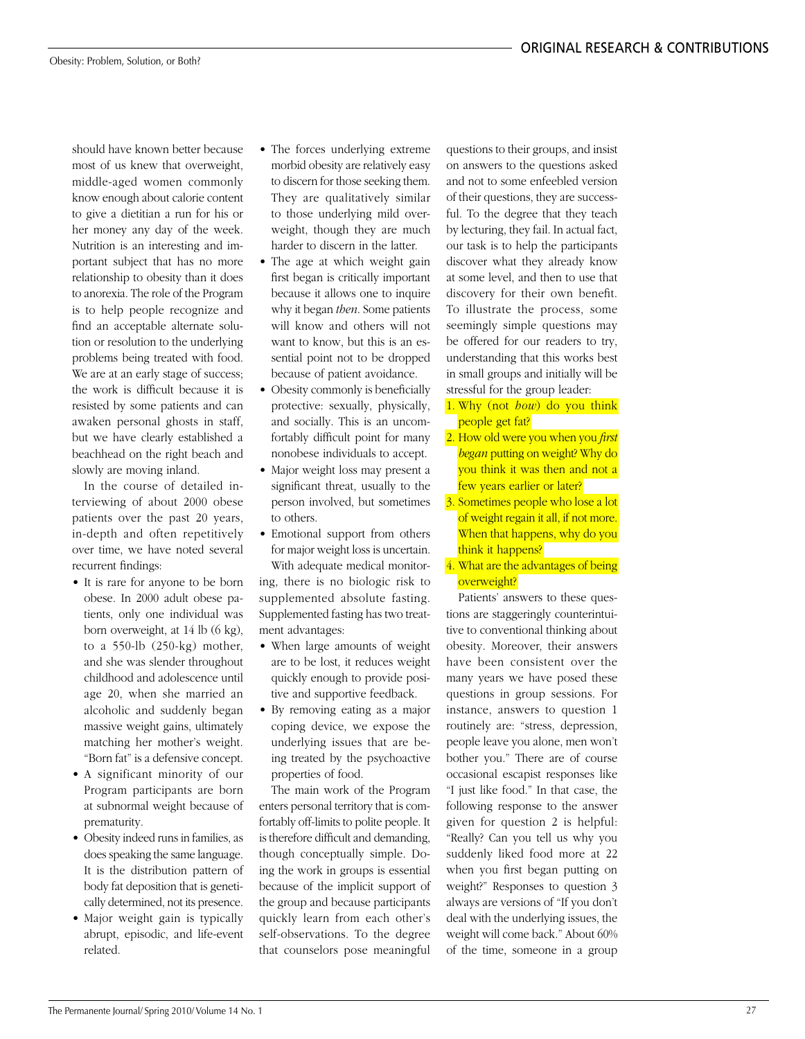should have known better because most of us knew that overweight, middle-aged women commonly know enough about calorie content to give a dietitian a run for his or her money any day of the week. Nutrition is an interesting and important subject that has no more relationship to obesity than it does to anorexia. The role of the Program is to help people recognize and find an acceptable alternate solution or resolution to the underlying problems being treated with food. We are at an early stage of success; the work is difficult because it is resisted by some patients and can awaken personal ghosts in staff, but we have clearly established a beachhead on the right beach and slowly are moving inland.

In the course of detailed interviewing of about 2000 obese patients over the past 20 years, in-depth and often repetitively over time, we have noted several recurrent findings:

- It is rare for anyone to be born obese. In 2000 adult obese patients, only one individual was born overweight, at 14 lb (6 kg), to a 550-lb (250-kg) mother, and she was slender throughout childhood and adolescence until age 20, when she married an alcoholic and suddenly began massive weight gains, ultimately matching her mother's weight. "Born fat" is a defensive concept.
- A significant minority of our Program participants are born at subnormal weight because of prematurity.
- Obesity indeed runs in families, as does speaking the same language. It is the distribution pattern of body fat deposition that is genetically determined, not its presence.
- Major weight gain is typically abrupt, episodic, and life-event related.
- The forces underlying extreme morbid obesity are relatively easy to discern for those seeking them. They are qualitatively similar to those underlying mild overweight, though they are much harder to discern in the latter.
- The age at which weight gain first began is critically important because it allows one to inquire why it began *then*. Some patients will know and others will not want to know, but this is an essential point not to be dropped because of patient avoidance.
- Obesity commonly is beneficially protective: sexually, physically, and socially. This is an uncomfortably difficult point for many nonobese individuals to accept.
- Major weight loss may present a significant threat, usually to the person involved, but sometimes to others.
- Emotional support from others for major weight loss is uncertain.

With adequate medical monitoring, there is no biologic risk to supplemented absolute fasting. Supplemented fasting has two treatment advantages:

- When large amounts of weight are to be lost, it reduces weight quickly enough to provide positive and supportive feedback.
- By removing eating as a major coping device, we expose the underlying issues that are being treated by the psychoactive properties of food.

The main work of the Program enters personal territory that is comfortably off-limits to polite people. It is therefore difficult and demanding, though conceptually simple. Doing the work in groups is essential because of the implicit support of the group and because participants quickly learn from each other's self-observations. To the degree that counselors pose meaningful questions to their groups, and insist on answers to the questions asked and not to some enfeebled version of their questions, they are successful. To the degree that they teach by lecturing, they fail. In actual fact, our task is to help the participants discover what they already know at some level, and then to use that discovery for their own benefit. To illustrate the process, some seemingly simple questions may be offered for our readers to try, understanding that this works best in small groups and initially will be stressful for the group leader:

1. Why (not *how*) do you think people get fat?
2. How old were you when you *first began* putting on weight? Why do you think it was then and not a few years earlier or later?
3. Sometimes people who lose a lot of weight regain it all, if not more. When that happens, why do you think it happens?
4. What are the advantages of being overweight?

Patients' answers to these questions are staggeringly counterintuitive to conventional thinking about obesity. Moreover, their answers have been consistent over the many years we have posed these questions in group sessions. For instance, answers to question 1 routinely are: "stress, depression, people leave you alone, men won't bother you." There are of course occasional escapist responses like "I just like food." In that case, the following response to the answer given for question 2 is helpful: "Really? Can you tell us why you suddenly liked food more at 22 when you first began putting on weight?" Responses to question 3 always are versions of "If you don't deal with the underlying issues, the weight will come back." About 60% of the time, someone in a group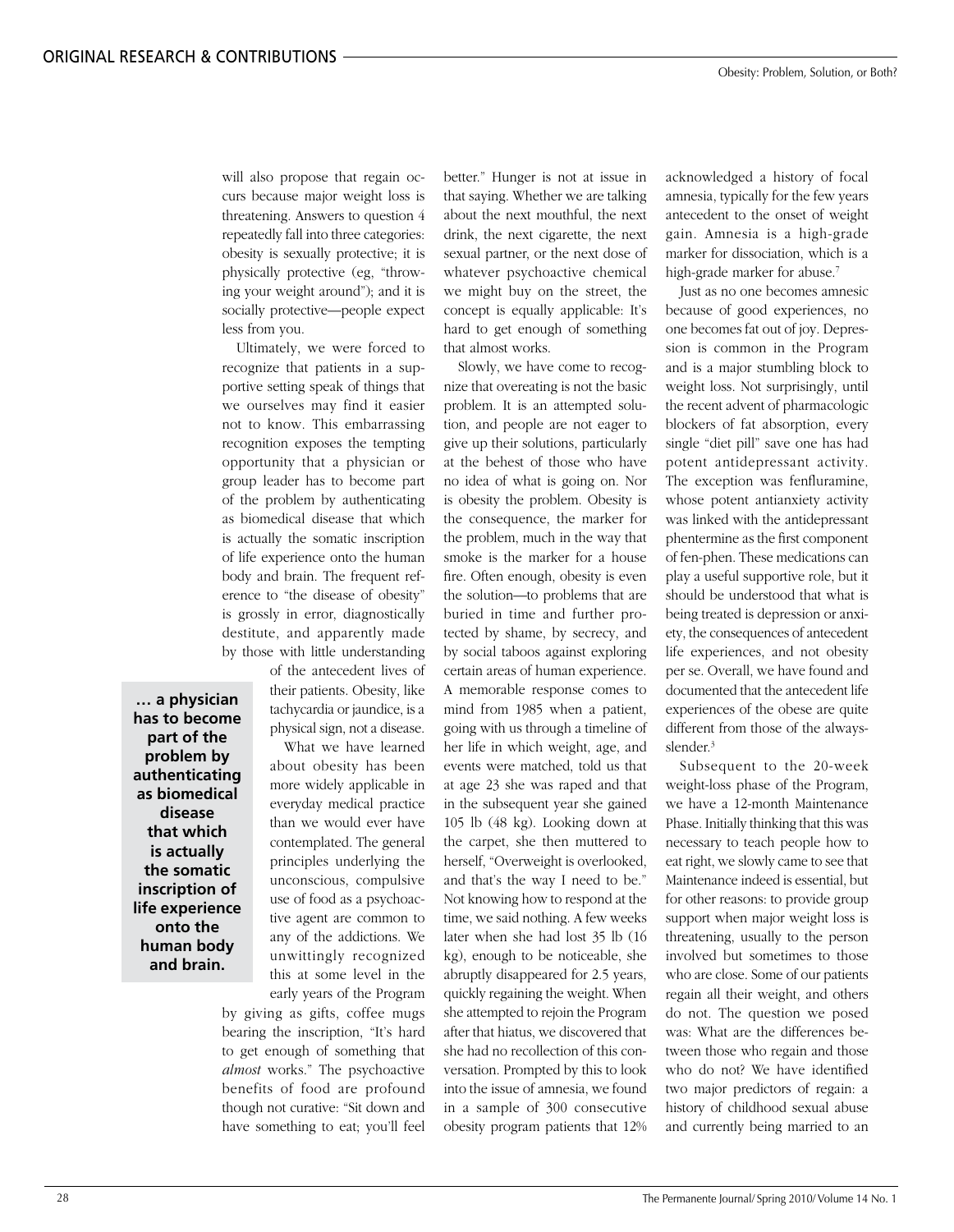will also propose that regain occurs because major weight loss is threatening. Answers to question 4 repeatedly fall into three categories: obesity is sexually protective; it is physically protective (eg, "throwing your weight around"); and it is socially protective—people expect less from you.

Ultimately, we were forced to recognize that patients in a supportive setting speak of things that we ourselves may find it easier not to know. This embarrassing recognition exposes the tempting opportunity that a physician or group leader has to become part of the problem by authenticating as biomedical disease that which is actually the somatic inscription of life experience onto the human body and brain. The frequent reference to "the disease of obesity" is grossly in error, diagnostically destitute, and apparently made by those with little understanding of the antecedent lives of their patients. Obesity, like tachycardia or jaundice, is a physical sign, not a disease.

**… a physician has to become part of the problem by authenticating as biomedical disease that which is actually the somatic inscription of life experience onto the human body and brain.**

What we have learned about obesity has been more widely applicable in everyday medical practice than we would ever have contemplated. The general principles underlying the unconscious, compulsive use of food as a psychoactive agent are common to any of the addictions. We unwittingly recognized this at some level in the early years of the Program by giving as gifts, coffee mugs bearing the inscription, "It's hard to get enough of something that *almost* works." The psychoactive benefits of food are profound though not curative: "Sit down and have something to eat; you'll feel better." Hunger is not at issue in that saying. Whether we are talking about the next mouthful, the next drink, the next cigarette, the next sexual partner, or the next dose of whatever psychoactive chemical we might buy on the street, the concept is equally applicable: It's hard to get enough of something that almost works.

Slowly, we have come to recognize that overeating is not the basic problem. It is an attempted solution, and people are not eager to give up their solutions, particularly at the behest of those who have no idea of what is going on. Nor is obesity the problem. Obesity is the consequence, the marker for the problem, much in the way that smoke is the marker for a house fire. Often enough, obesity is even the solution—to problems that are buried in time and further protected by shame, by secrecy, and by social taboos against exploring certain areas of human experience. A memorable response comes to mind from 1985 when a patient, going with us through a timeline of her life in which weight, age, and events were matched, told us that at age 23 she was raped and that in the subsequent year she gained 105 lb (48 kg). Looking down at the carpet, she then muttered to herself, "Overweight is overlooked, and that's the way I need to be." Not knowing how to respond at the time, we said nothing. A few weeks later when she had lost 35 lb (16 kg), enough to be noticeable, she abruptly disappeared for 2.5 years, quickly regaining the weight. When she attempted to rejoin the Program after that hiatus, we discovered that she had no recollection of this conversation. Prompted by this to look into the issue of amnesia, we found in a sample of 300 consecutive obesity program patients that 12% acknowledged a history of focal amnesia, typically for the few years antecedent to the onset of weight gain. Amnesia is a high-grade marker for dissociation, which is a high-grade marker for abuse.[7]

Just as no one becomes amnesic because of good experiences, no one becomes fat out of joy. Depression is common in the Program and is a major stumbling block to weight loss. Not surprisingly, until the recent advent of pharmacologic blockers of fat absorption, every single "diet pill" save one has had potent antidepressant activity. The exception was fenfluramine, whose potent antianxiety activity was linked with the antidepressant phentermine as the first component of fen-phen. These medications can play a useful supportive role, but it should be understood that what is being treated is depression or anxiety, the consequences of antecedent life experiences, and not obesity per se. Overall, we have found and documented that the antecedent life experiences of the obese are quite different from those of the always-slender.[3]

Subsequent to the 20-week weight-loss phase of the Program, we have a 12-month Maintenance Phase. Initially thinking that this was necessary to teach people how to eat right, we slowly came to see that Maintenance indeed is essential, but for other reasons: to provide group support when major weight loss is threatening, usually to the person involved but sometimes to those who are close. Some of our patients regain all their weight, and others do not. The question we posed was: What are the differences between those who regain and those who do not? We have identified two major predictors of regain: a history of childhood sexual abuse and currently being married to an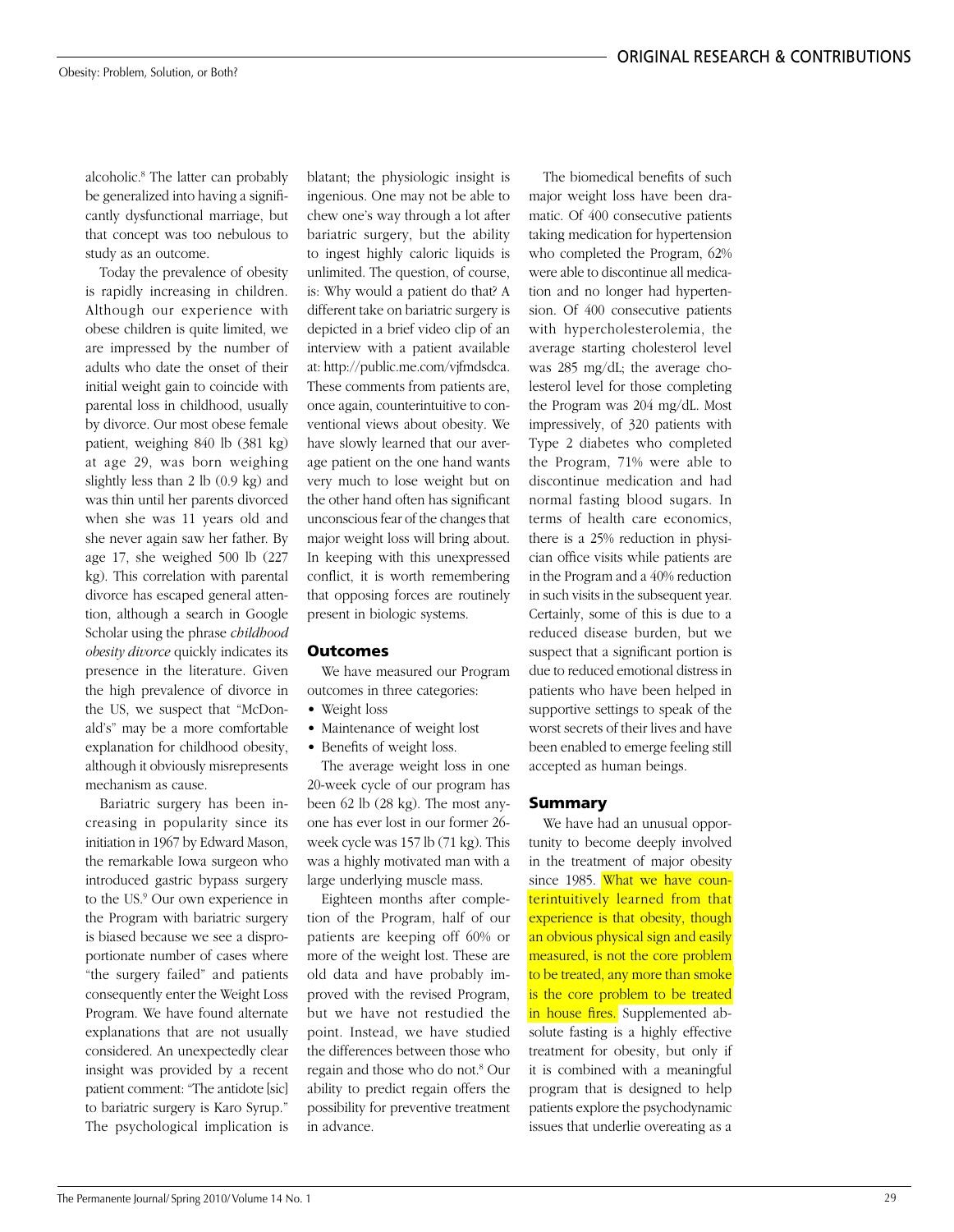alcoholic.[8] The latter can probably be generalized into having a significantly dysfunctional marriage, but that concept was too nebulous to study as an outcome.

Today the prevalence of obesity is rapidly increasing in children. Although our experience with obese children is quite limited, we are impressed by the number of adults who date the onset of their initial weight gain to coincide with parental loss in childhood, usually by divorce. Our most obese female patient, weighing 840 lb (381 kg) at age 29, was born weighing slightly less than 2 lb (0.9 kg) and was thin until her parents divorced when she was 11 years old and she never again saw her father. By age 17, she weighed 500 lb (227 kg). This correlation with parental divorce has escaped general attention, although a search in Google Scholar using the phrase *childhood obesity divorce* quickly indicates its presence in the literature. Given the high prevalence of divorce in the US, we suspect that "McDonald's" may be a more comfortable explanation for childhood obesity, although it obviously misrepresents mechanism as cause.

Bariatric surgery has been increasing in popularity since its initiation in 1967 by Edward Mason, the remarkable Iowa surgeon who introduced gastric bypass surgery to the US.[9] Our own experience in the Program with bariatric surgery is biased because we see a disproportionate number of cases where "the surgery failed" and patients consequently enter the Weight Loss Program. We have found alternate explanations that are not usually considered. An unexpectedly clear insight was provided by a recent patient comment: "The antidote [sic] to bariatric surgery is Karo Syrup." The psychological implication is blatant; the physiologic insight is ingenious. One may not be able to chew one's way through a lot after bariatric surgery, but the ability to ingest highly caloric liquids is unlimited. The question, of course, is: Why would a patient do that? A different take on bariatric surgery is depicted in a brief video clip of an interview with a patient available at: http://public.me.com/vjfmdsdca. These comments from patients are, once again, counterintuitive to conventional views about obesity. We have slowly learned that our average patient on the one hand wants very much to lose weight but on the other hand often has significant unconscious fear of the changes that major weight loss will bring about. In keeping with this unexpressed conflict, it is worth remembering that opposing forces are routinely present in biologic systems.

## Outcomes

We have measured our Program outcomes in three categories:

- Weight loss
- Maintenance of weight lost
- Benefits of weight loss.

The average weight loss in one 20-week cycle of our program has been 62 lb (28 kg). The most anyone has ever lost in our former 26-week cycle was 157 lb (71 kg). This was a highly motivated man with a large underlying muscle mass.

Eighteen months after completion of the Program, half of our patients are keeping off 60% or more of the weight lost. These are old data and have probably improved with the revised Program, but we have not restudied the point. Instead, we have studied the differences between those who regain and those who do not.[8] Our ability to predict regain offers the possibility for preventive treatment in advance.

The biomedical benefits of such major weight loss have been dramatic. Of 400 consecutive patients taking medication for hypertension who completed the Program, 62% were able to discontinue all medication and no longer had hypertension. Of 400 consecutive patients with hypercholesterolemia, the average starting cholesterol level was 285 mg/dL; the average cholesterol level for those completing the Program was 204 mg/dL. Most impressively, of 320 patients with Type 2 diabetes who completed the Program, 71% were able to discontinue medication and had normal fasting blood sugars. In terms of health care economics, there is a 25% reduction in physician office visits while patients are in the Program and a 40% reduction in such visits in the subsequent year. Certainly, some of this is due to a reduced disease burden, but we suspect that a significant portion is due to reduced emotional distress in patients who have been helped in supportive settings to speak of the worst secrets of their lives and have been enabled to emerge feeling still accepted as human beings.

## Summary

We have had an unusual opportunity to become deeply involved in the treatment of major obesity since 1985. What we have counterintuitively learned from that experience is that obesity, though an obvious physical sign and easily measured, is not the core problem to be treated, any more than smoke is the core problem to be treated in house fires. Supplemented absolute fasting is a highly effective treatment for obesity, but only if it is combined with a meaningful program that is designed to help patients explore the psychodynamic issues that underlie overeating as a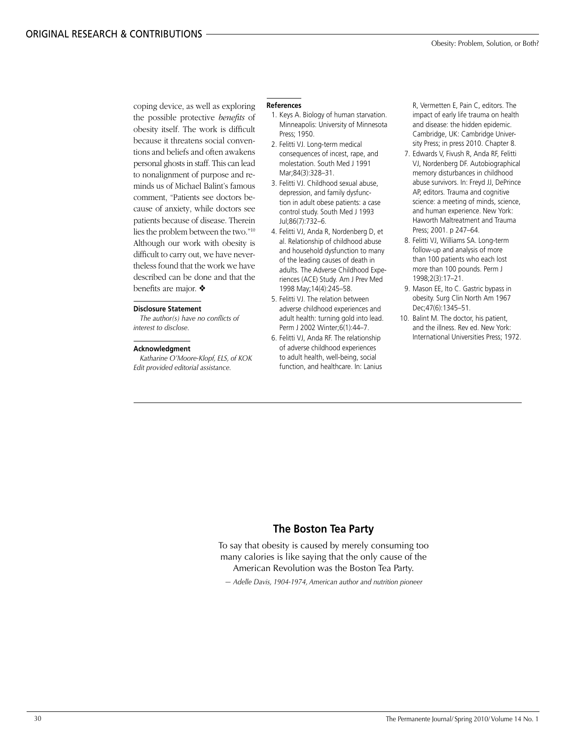coping device, as well as exploring the possible protective *benefits* of obesity itself. The work is difficult because it threatens social conventions and beliefs and often awakens personal ghosts in staff. This can lead to nonalignment of purpose and reminds us of Michael Balint's famous comment, "Patients see doctors because of anxiety, while doctors see patients because of disease. Therein lies the problem between the two."[10] Although our work with obesity is difficult to carry out, we have nevertheless found that the work we have described can be done and that the benefits are major. ❖

**Disclosure Statement**

*The author(s) have no conflicts of interest to disclose.*

**Acknowledgment**

*Katharine O'Moore-Klopf, ELS, of KOK Edit provided editorial assistance.*

**References**

1. Keys A. Biology of human starvation. Minneapolis: University of Minnesota Press; 1950.
2. Felitti VJ. Long-term medical consequences of incest, rape, and molestation. South Med J 1991 Mar;84(3):328–31.
3. Felitti VJ. Childhood sexual abuse, depression, and family dysfunction in adult obese patients: a case control study. South Med J 1993 Jul;86(7):732–6.
4. Felitti VJ, Anda R, Nordenberg D, et al. Relationship of childhood abuse and household dysfunction to many of the leading causes of death in adults. The Adverse Childhood Experiences (ACE) Study. Am J Prev Med 1998 May;14(4):245–58.
5. Felitti VJ. The relation between adverse childhood experiences and adult health: turning gold into lead. Perm J 2002 Winter;6(1):44–7.
6. Felitti VJ, Anda RF. The relationship of adverse childhood experiences to adult health, well-being, social function, and healthcare. In: Lanius R, Vermetten E, Pain C, editors. The impact of early life trauma on health and disease: the hidden epidemic. Cambridge, UK: Cambridge University Press; in press 2010. Chapter 8.
7. Edwards V, Fivush R, Anda RF, Felitti VJ, Nordenberg DF. Autobiographical memory disturbances in childhood abuse survivors. In: Freyd JJ, DePrince AP, editors. Trauma and cognitive science: a meeting of minds, science, and human experience. New York: Haworth Maltreatment and Trauma Press; 2001. p 247–64.
8. Felitti VJ, Williams SA. Long-term follow-up and analysis of more than 100 patients who each lost more than 100 pounds. Perm J 1998;2(3):17–21.
9. Mason EE, Ito C. Gastric bypass in obesity. Surg Clin North Am 1967 Dec;47(6):1345–51.
10. Balint M. The doctor, his patient, and the illness. Rev ed. New York: International Universities Press; 1972.

## The Boston Tea Party

To say that obesity is caused by merely consuming too many calories is like saying that the only cause of the American Revolution was the Boston Tea Party.

— *Adelle Davis, 1904-1974, American author and nutrition pioneer*